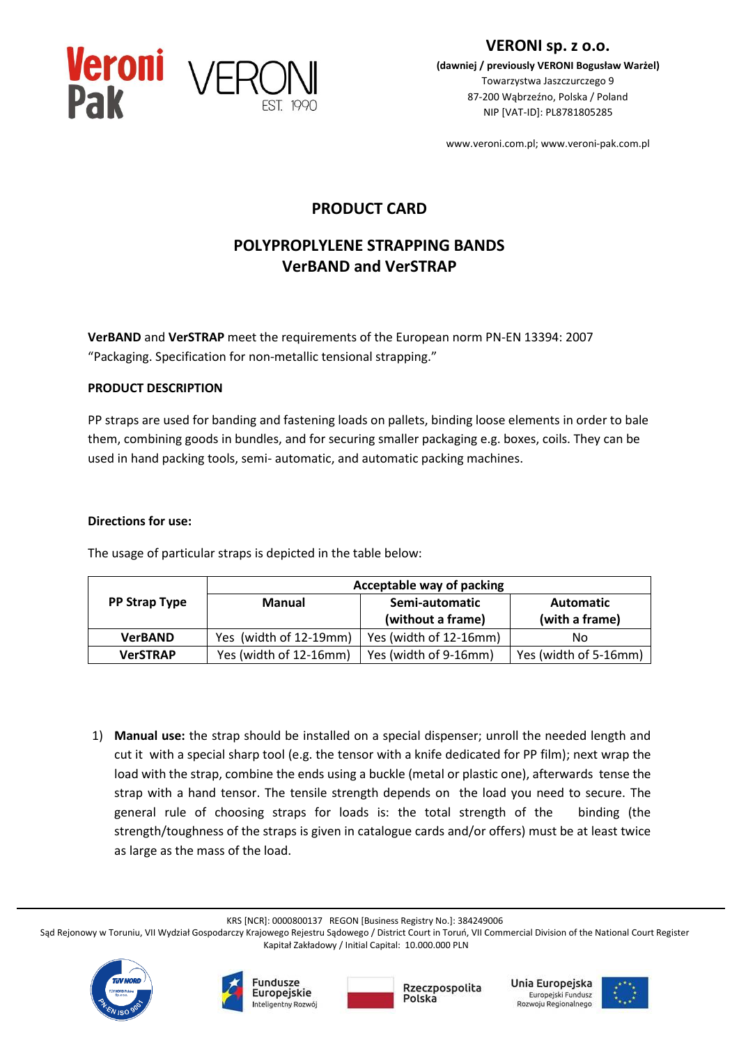**VERONI sp. z o.o.**
**(dawniej / previously VERONI Bogusław Warżel)**
Towarzystwa Jaszczurczego 9
87-200 Wąbrzeźno, Polska / Poland
NIP [VAT-ID]: PL8781805285

www.veroni.com.pl; www.veroni-pak.com.pl

# PRODUCT CARD

## POLYPROPLYLENE STRAPPING BANDS
## VerBAND and VerSTRAP

**VerBAND** and **VerSTRAP** meet the requirements of the European norm PN-EN 13394: 2007 "Packaging. Specification for non-metallic tensional strapping."

**PRODUCT DESCRIPTION**

PP straps are used for banding and fastening loads on pallets, binding loose elements in order to bale them, combining goods in bundles, and for securing smaller packaging e.g. boxes, coils. They can be used in hand packing tools, semi- automatic, and automatic packing machines.

**Directions for use:**

The usage of particular straps is depicted in the table below:

| PP Strap Type | Acceptable way of packing | | |
|---|---|---|---|
| | **Manual** | **Semi-automatic (without a frame)** | **Automatic (with a frame)** |
| **VerBAND** | Yes (width of 12-19mm) | Yes (width of 12-16mm) | No |
| **VerSTRAP** | Yes (width of 12-16mm) | Yes (width of 9-16mm) | Yes (width of 5-16mm) |

1) **Manual use:** the strap should be installed on a special dispenser; unroll the needed length and cut it with a special sharp tool (e.g. the tensor with a knife dedicated for PP film); next wrap the load with the strap, combine the ends using a buckle (metal or plastic one), afterwards tense the strap with a hand tensor. The tensile strength depends on the load you need to secure. The general rule of choosing straps for loads is: the total strength of the binding (the strength/toughness of the straps is given in catalogue cards and/or offers) must be at least twice as large as the mass of the load.

KRS [NCR]: 0000800137 REGON [Business Registry No.]: 384249006
Sąd Rejonowy w Toruniu, VII Wydział Gospodarczy Krajowego Rejestru Sądowego / District Court in Toruń, VII Commercial Division of the National Court Register
Kapitał Zakładowy / Initial Capital: 10.000.000 PLN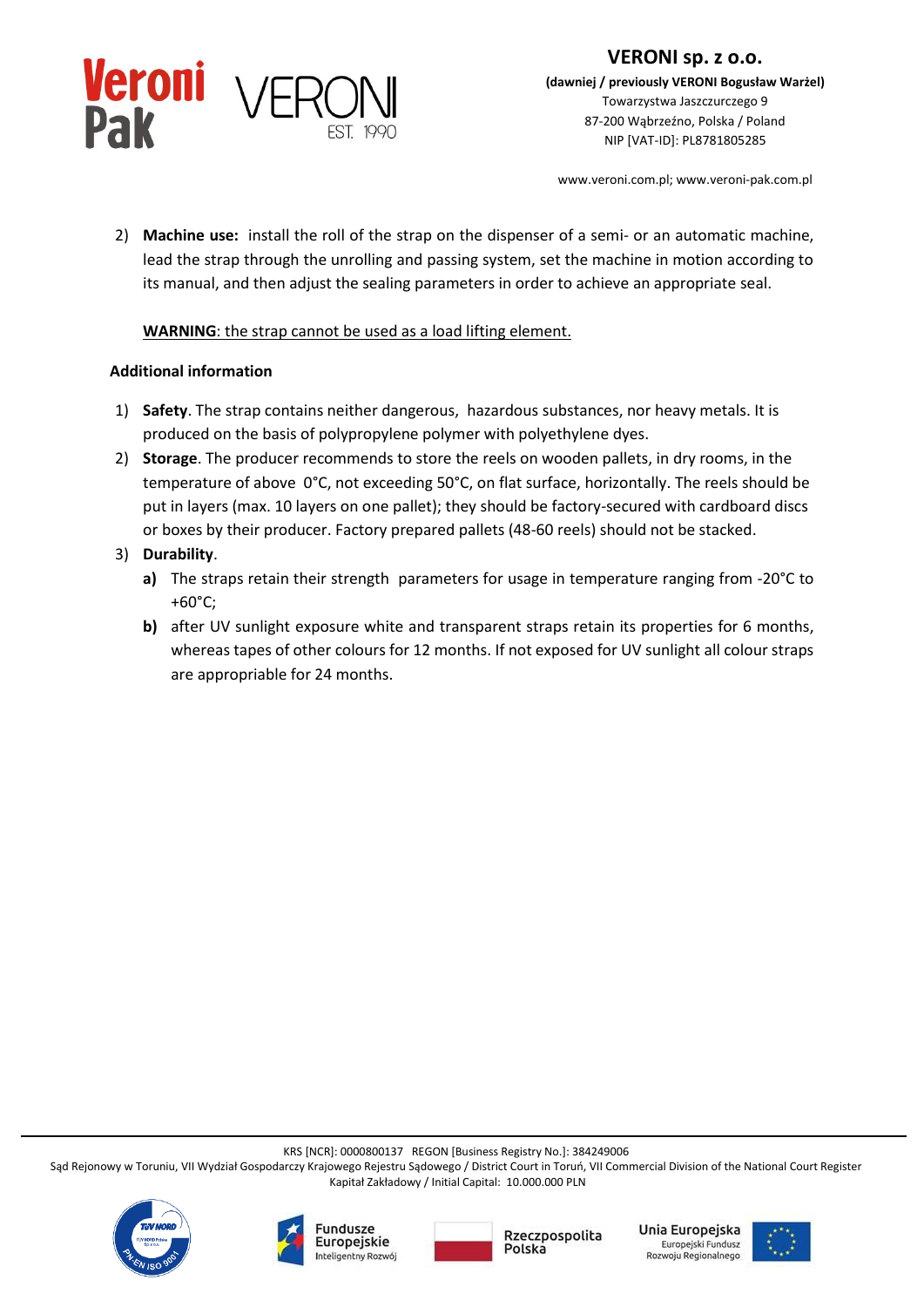2) **Machine use:** install the roll of the strap on the dispenser of a semi- or an automatic machine, lead the strap through the unrolling and passing system, set the machine in motion according to its manual, and then adjust the sealing parameters in order to achieve an appropriate seal.

**WARNING**: the strap cannot be used as a load lifting element.

**Additional information**

1) **Safety**. The strap contains neither dangerous, hazardous substances, nor heavy metals. It is produced on the basis of polypropylene polymer with polyethylene dyes.
2) **Storage**. The producer recommends to store the reels on wooden pallets, in dry rooms, in the temperature of above 0°C, not exceeding 50°C, on flat surface, horizontally. The reels should be put in layers (max. 10 layers on one pallet); they should be factory-secured with cardboard discs or boxes by their producer. Factory prepared pallets (48-60 reels) should not be stacked.
3) **Durability**.
   - **a)** The straps retain their strength parameters for usage in temperature ranging from -20°C to +60°C;
   - **b)** after UV sunlight exposure white and transparent straps retain its properties for 6 months, whereas tapes of other colours for 12 months. If not exposed for UV sunlight all colour straps are appropriable for 24 months.